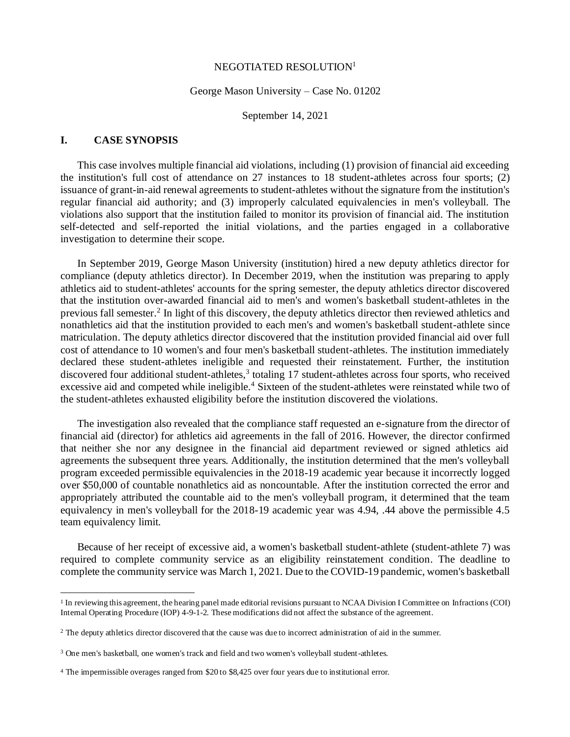NEGOTIATED RESOLUTION[1]

George Mason University – Case No. 01202

September 14, 2021

## I. CASE SYNOPSIS

This case involves multiple financial aid violations, including (1) provision of financial aid exceeding the institution's full cost of attendance on 27 instances to 18 student-athletes across four sports; (2) issuance of grant-in-aid renewal agreements to student-athletes without the signature from the institution's regular financial aid authority; and (3) improperly calculated equivalencies in men's volleyball. The violations also support that the institution failed to monitor its provision of financial aid. The institution self-detected and self-reported the initial violations, and the parties engaged in a collaborative investigation to determine their scope.

In September 2019, George Mason University (institution) hired a new deputy athletics director for compliance (deputy athletics director). In December 2019, when the institution was preparing to apply athletics aid to student-athletes' accounts for the spring semester, the deputy athletics director discovered that the institution over-awarded financial aid to men's and women's basketball student-athletes in the previous fall semester.[2] In light of this discovery, the deputy athletics director then reviewed athletics and nonathletics aid that the institution provided to each men's and women's basketball student-athlete since matriculation. The deputy athletics director discovered that the institution provided financial aid over full cost of attendance to 10 women's and four men's basketball student-athletes. The institution immediately declared these student-athletes ineligible and requested their reinstatement. Further, the institution discovered four additional student-athletes,[3] totaling 17 student-athletes across four sports, who received excessive aid and competed while ineligible.[4] Sixteen of the student-athletes were reinstated while two of the student-athletes exhausted eligibility before the institution discovered the violations.

The investigation also revealed that the compliance staff requested an e-signature from the director of financial aid (director) for athletics aid agreements in the fall of 2016. However, the director confirmed that neither she nor any designee in the financial aid department reviewed or signed athletics aid agreements the subsequent three years. Additionally, the institution determined that the men's volleyball program exceeded permissible equivalencies in the 2018-19 academic year because it incorrectly logged over $50,000 of countable nonathletics aid as noncountable. After the institution corrected the error and appropriately attributed the countable aid to the men's volleyball program, it determined that the team equivalency in men's volleyball for the 2018-19 academic year was 4.94, .44 above the permissible 4.5 team equivalency limit.

Because of her receipt of excessive aid, a women's basketball student-athlete (student-athlete 7) was required to complete community service as an eligibility reinstatement condition. The deadline to complete the community service was March 1, 2021. Due to the COVID-19 pandemic, women's basketball

---

[1] In reviewing this agreement, the hearing panel made editorial revisions pursuant to NCAA Division I Committee on Infractions (COI) Internal Operating Procedure (IOP) 4-9-1-2. These modifications did not affect the substance of the agreement.

[2] The deputy athletics director discovered that the cause was due to incorrect administration of aid in the summer.

[3] One men's basketball, one women's track and field and two women's volleyball student-athletes.

[4] The impermissible overages ranged from $20 to $8,425 over four years due to institutional error.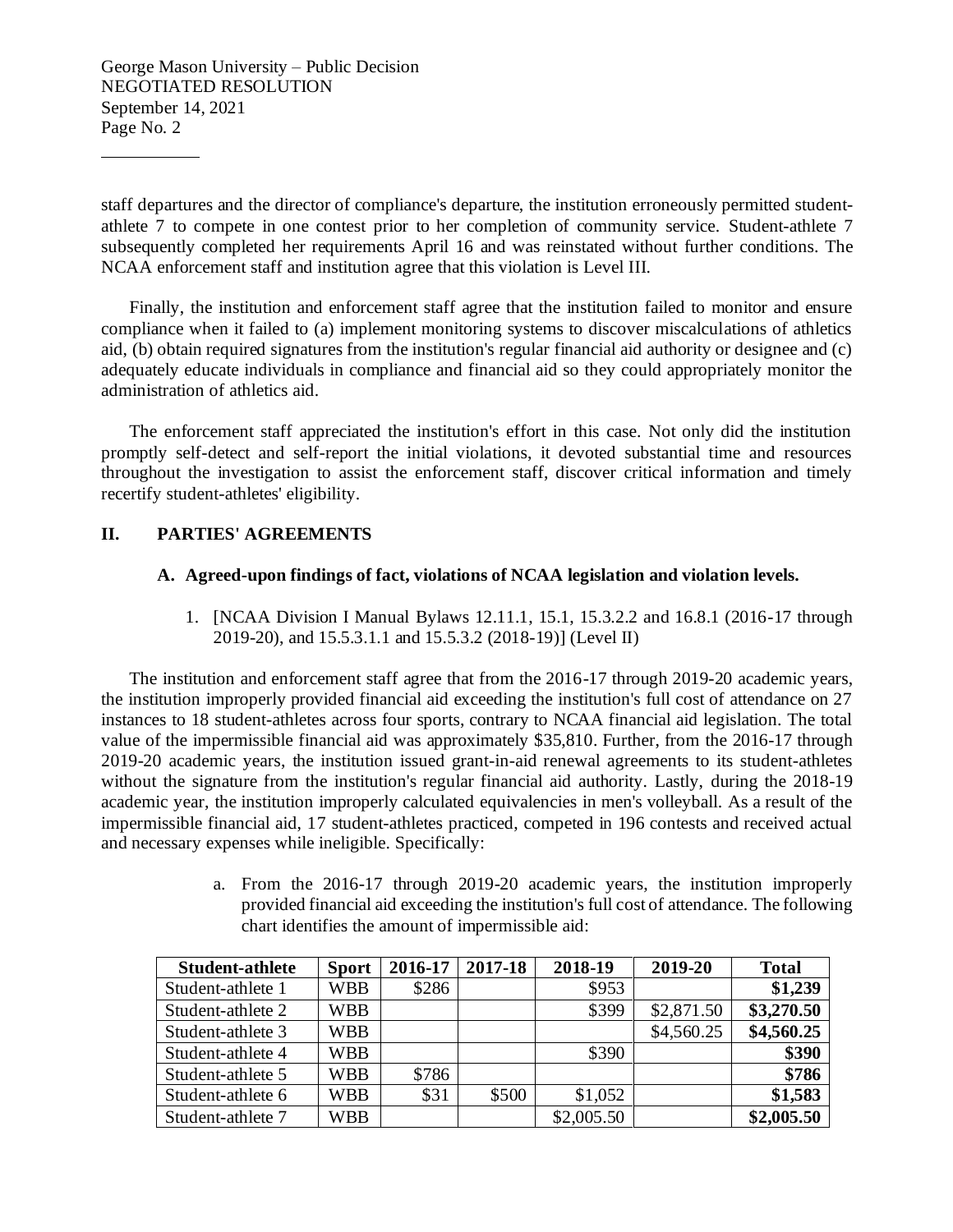staff departures and the director of compliance's departure, the institution erroneously permitted student-athlete 7 to compete in one contest prior to her completion of community service. Student-athlete 7 subsequently completed her requirements April 16 and was reinstated without further conditions. The NCAA enforcement staff and institution agree that this violation is Level III.

Finally, the institution and enforcement staff agree that the institution failed to monitor and ensure compliance when it failed to (a) implement monitoring systems to discover miscalculations of athletics aid, (b) obtain required signatures from the institution's regular financial aid authority or designee and (c) adequately educate individuals in compliance and financial aid so they could appropriately monitor the administration of athletics aid.

The enforcement staff appreciated the institution's effort in this case. Not only did the institution promptly self-detect and self-report the initial violations, it devoted substantial time and resources throughout the investigation to assist the enforcement staff, discover critical information and timely recertify student-athletes' eligibility.

## II. PARTIES' AGREEMENTS

### A. Agreed-upon findings of fact, violations of NCAA legislation and violation levels.

1. [NCAA Division I Manual Bylaws 12.11.1, 15.1, 15.3.2.2 and 16.8.1 (2016-17 through 2019-20), and 15.5.3.1.1 and 15.5.3.2 (2018-19)] (Level II)

The institution and enforcement staff agree that from the 2016-17 through 2019-20 academic years, the institution improperly provided financial aid exceeding the institution's full cost of attendance on 27 instances to 18 student-athletes across four sports, contrary to NCAA financial aid legislation. The total value of the impermissible financial aid was approximately $35,810. Further, from the 2016-17 through 2019-20 academic years, the institution issued grant-in-aid renewal agreements to its student-athletes without the signature from the institution's regular financial aid authority. Lastly, during the 2018-19 academic year, the institution improperly calculated equivalencies in men's volleyball. As a result of the impermissible financial aid, 17 student-athletes practiced, competed in 196 contests and received actual and necessary expenses while ineligible. Specifically:

a. From the 2016-17 through 2019-20 academic years, the institution improperly provided financial aid exceeding the institution's full cost of attendance. The following chart identifies the amount of impermissible aid:

| Student-athlete | Sport | 2016-17 | 2017-18 | 2018-19 | 2019-20 | Total |
|---|---|---|---|---|---|---|
| Student-athlete 1 | WBB | $286 | | $953 | | **$1,239** |
| Student-athlete 2 | WBB | | | $399 | $2,871.50 | **$3,270.50** |
| Student-athlete 3 | WBB | | | | $4,560.25 | **$4,560.25** |
| Student-athlete 4 | WBB | | | $390 | | **$390** |
| Student-athlete 5 | WBB | $786 | | | | **$786** |
| Student-athlete 6 | WBB | $31 | $500 | $1,052 | | **$1,583** |
| Student-athlete 7 | WBB | | | $2,005.50 | | **$2,005.50** |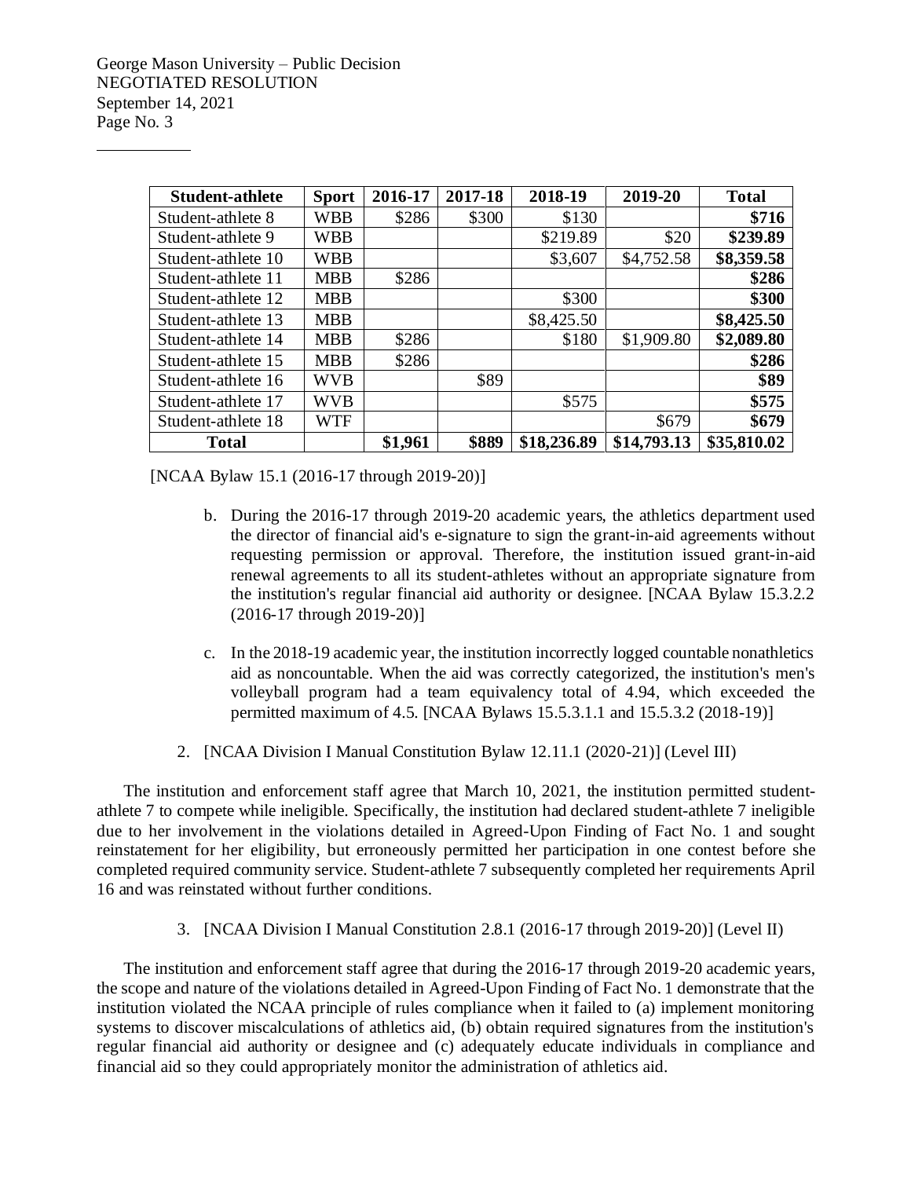| Student-athlete | Sport | 2016-17 | 2017-18 | 2018-19 | 2019-20 | Total |
|---|---|---|---|---|---|---|
| Student-athlete 8 | WBB | $286 | $300 | $130 | | **$716** |
| Student-athlete 9 | WBB | | | $219.89 | $20 | **$239.89** |
| Student-athlete 10 | WBB | | | $3,607 | $4,752.58 | **$8,359.58** |
| Student-athlete 11 | MBB | $286 | | | | **$286** |
| Student-athlete 12 | MBB | | | $300 | | **$300** |
| Student-athlete 13 | MBB | | | $8,425.50 | | **$8,425.50** |
| Student-athlete 14 | MBB | $286 | | $180 | $1,909.80 | **$2,089.80** |
| Student-athlete 15 | MBB | $286 | | | | **$286** |
| Student-athlete 16 | WVB | | $89 | | | **$89** |
| Student-athlete 17 | WVB | | | $575 | | **$575** |
| Student-athlete 18 | WTF | | | | $679 | **$679** |
| **Total** | | **$1,961** | **$889** | **$18,236.89** | **$14,793.13** | **$35,810.02** |

[NCAA Bylaw 15.1 (2016-17 through 2019-20)]

b. During the 2016-17 through 2019-20 academic years, the athletics department used the director of financial aid's e-signature to sign the grant-in-aid agreements without requesting permission or approval. Therefore, the institution issued grant-in-aid renewal agreements to all its student-athletes without an appropriate signature from the institution's regular financial aid authority or designee. [NCAA Bylaw 15.3.2.2 (2016-17 through 2019-20)]

c. In the 2018-19 academic year, the institution incorrectly logged countable nonathletics aid as noncountable. When the aid was correctly categorized, the institution's men's volleyball program had a team equivalency total of 4.94, which exceeded the permitted maximum of 4.5. [NCAA Bylaws 15.5.3.1.1 and 15.5.3.2 (2018-19)]

2. [NCAA Division I Manual Constitution Bylaw 12.11.1 (2020-21)] (Level III)

The institution and enforcement staff agree that March 10, 2021, the institution permitted student-athlete 7 to compete while ineligible. Specifically, the institution had declared student-athlete 7 ineligible due to her involvement in the violations detailed in Agreed-Upon Finding of Fact No. 1 and sought reinstatement for her eligibility, but erroneously permitted her participation in one contest before she completed required community service. Student-athlete 7 subsequently completed her requirements April 16 and was reinstated without further conditions.

3. [NCAA Division I Manual Constitution 2.8.1 (2016-17 through 2019-20)] (Level II)

The institution and enforcement staff agree that during the 2016-17 through 2019-20 academic years, the scope and nature of the violations detailed in Agreed-Upon Finding of Fact No. 1 demonstrate that the institution violated the NCAA principle of rules compliance when it failed to (a) implement monitoring systems to discover miscalculations of athletics aid, (b) obtain required signatures from the institution's regular financial aid authority or designee and (c) adequately educate individuals in compliance and financial aid so they could appropriately monitor the administration of athletics aid.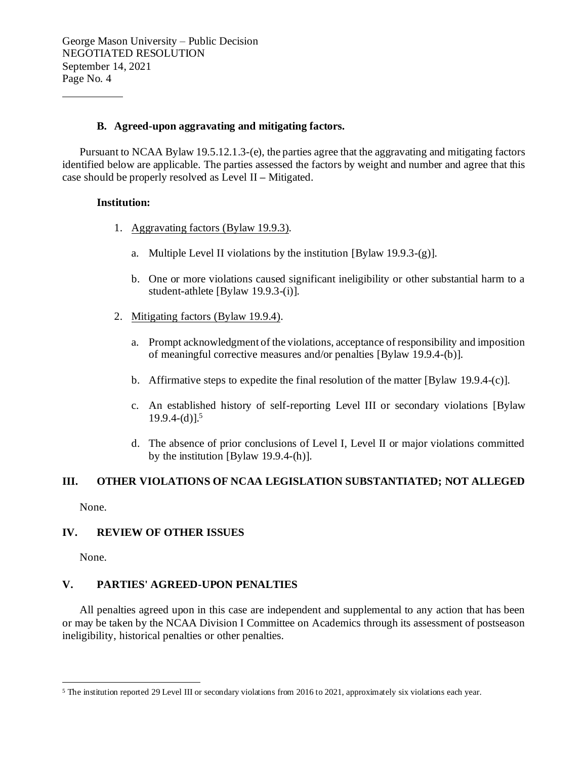### B. Agreed-upon aggravating and mitigating factors.

Pursuant to NCAA Bylaw 19.5.12.1.3-(e), the parties agree that the aggravating and mitigating factors identified below are applicable. The parties assessed the factors by weight and number and agree that this case should be properly resolved as Level II – Mitigated.

**Institution:**

1. Aggravating factors (Bylaw 19.9.3).

   a. Multiple Level II violations by the institution [Bylaw 19.9.3-(g)].

   b. One or more violations caused significant ineligibility or other substantial harm to a student-athlete [Bylaw 19.9.3-(i)].

2. Mitigating factors (Bylaw 19.9.4).

   a. Prompt acknowledgment of the violations, acceptance of responsibility and imposition of meaningful corrective measures and/or penalties [Bylaw 19.9.4-(b)].

   b. Affirmative steps to expedite the final resolution of the matter [Bylaw 19.9.4-(c)].

   c. An established history of self-reporting Level III or secondary violations [Bylaw 19.9.4-(d)].[5]

   d. The absence of prior conclusions of Level I, Level II or major violations committed by the institution [Bylaw 19.9.4-(h)].

## III. OTHER VIOLATIONS OF NCAA LEGISLATION SUBSTANTIATED; NOT ALLEGED

None.

## IV. REVIEW OF OTHER ISSUES

None.

## V. PARTIES' AGREED-UPON PENALTIES

All penalties agreed upon in this case are independent and supplemental to any action that has been or may be taken by the NCAA Division I Committee on Academics through its assessment of postseason ineligibility, historical penalties or other penalties.

---

[5] The institution reported 29 Level III or secondary violations from 2016 to 2021, approximately six violations each year.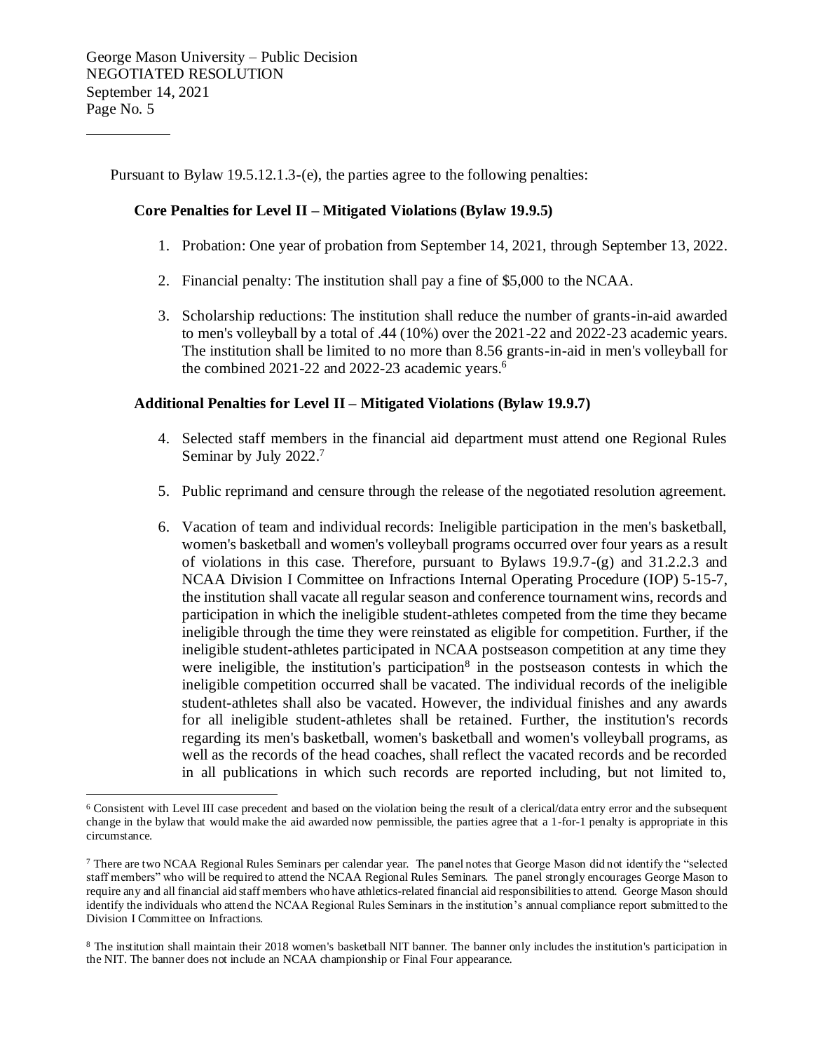Pursuant to Bylaw 19.5.12.1.3-(e), the parties agree to the following penalties:

**Core Penalties for Level II – Mitigated Violations (Bylaw 19.9.5)**

1. Probation: One year of probation from September 14, 2021, through September 13, 2022.
2. Financial penalty: The institution shall pay a fine of $5,000 to the NCAA.
3. Scholarship reductions: The institution shall reduce the number of grants-in-aid awarded to men's volleyball by a total of .44 (10%) over the 2021-22 and 2022-23 academic years. The institution shall be limited to no more than 8.56 grants-in-aid in men's volleyball for the combined 2021-22 and 2022-23 academic years.[6]

**Additional Penalties for Level II – Mitigated Violations (Bylaw 19.9.7)**

4. Selected staff members in the financial aid department must attend one Regional Rules Seminar by July 2022.[7]
5. Public reprimand and censure through the release of the negotiated resolution agreement.
6. Vacation of team and individual records: Ineligible participation in the men's basketball, women's basketball and women's volleyball programs occurred over four years as a result of violations in this case. Therefore, pursuant to Bylaws 19.9.7-(g) and 31.2.2.3 and NCAA Division I Committee on Infractions Internal Operating Procedure (IOP) 5-15-7, the institution shall vacate all regular season and conference tournament wins, records and participation in which the ineligible student-athletes competed from the time they became ineligible through the time they were reinstated as eligible for competition. Further, if the ineligible student-athletes participated in NCAA postseason competition at any time they were ineligible, the institution's participation[8] in the postseason contests in which the ineligible competition occurred shall be vacated. The individual records of the ineligible student-athletes shall also be vacated. However, the individual finishes and any awards for all ineligible student-athletes shall be retained. Further, the institution's records regarding its men's basketball, women's basketball and women's volleyball programs, as well as the records of the head coaches, shall reflect the vacated records and be recorded in all publications in which such records are reported including, but not limited to,

---

[6] Consistent with Level III case precedent and based on the violation being the result of a clerical/data entry error and the subsequent change in the bylaw that would make the aid awarded now permissible, the parties agree that a 1-for-1 penalty is appropriate in this circumstance.

[7] There are two NCAA Regional Rules Seminars per calendar year. The panel notes that George Mason did not identify the "selected staff members" who will be required to attend the NCAA Regional Rules Seminars. The panel strongly encourages George Mason to require any and all financial aid staff members who have athletics-related financial aid responsibilities to attend. George Mason should identify the individuals who attend the NCAA Regional Rules Seminars in the institution's annual compliance report submitted to the Division I Committee on Infractions.

[8] The institution shall maintain their 2018 women's basketball NIT banner. The banner only includes the institution's participation in the NIT. The banner does not include an NCAA championship or Final Four appearance.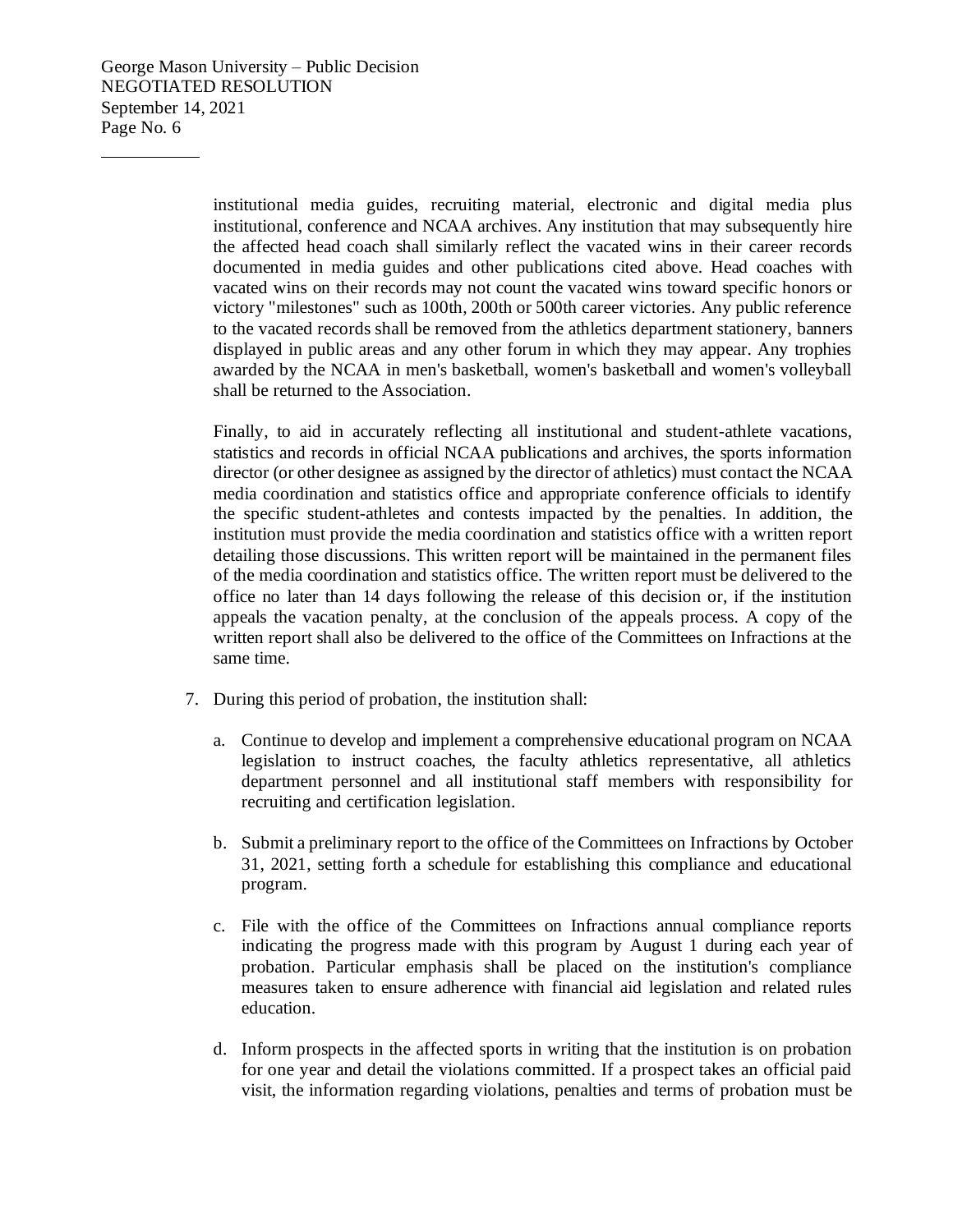institutional media guides, recruiting material, electronic and digital media plus institutional, conference and NCAA archives. Any institution that may subsequently hire the affected head coach shall similarly reflect the vacated wins in their career records documented in media guides and other publications cited above. Head coaches with vacated wins on their records may not count the vacated wins toward specific honors or victory "milestones" such as 100th, 200th or 500th career victories. Any public reference to the vacated records shall be removed from the athletics department stationery, banners displayed in public areas and any other forum in which they may appear. Any trophies awarded by the NCAA in men's basketball, women's basketball and women's volleyball shall be returned to the Association.

Finally, to aid in accurately reflecting all institutional and student-athlete vacations, statistics and records in official NCAA publications and archives, the sports information director (or other designee as assigned by the director of athletics) must contact the NCAA media coordination and statistics office and appropriate conference officials to identify the specific student-athletes and contests impacted by the penalties. In addition, the institution must provide the media coordination and statistics office with a written report detailing those discussions. This written report will be maintained in the permanent files of the media coordination and statistics office. The written report must be delivered to the office no later than 14 days following the release of this decision or, if the institution appeals the vacation penalty, at the conclusion of the appeals process. A copy of the written report shall also be delivered to the office of the Committees on Infractions at the same time.

7. During this period of probation, the institution shall:

   a. Continue to develop and implement a comprehensive educational program on NCAA legislation to instruct coaches, the faculty athletics representative, all athletics department personnel and all institutional staff members with responsibility for recruiting and certification legislation.

   b. Submit a preliminary report to the office of the Committees on Infractions by October 31, 2021, setting forth a schedule for establishing this compliance and educational program.

   c. File with the office of the Committees on Infractions annual compliance reports indicating the progress made with this program by August 1 during each year of probation. Particular emphasis shall be placed on the institution's compliance measures taken to ensure adherence with financial aid legislation and related rules education.

   d. Inform prospects in the affected sports in writing that the institution is on probation for one year and detail the violations committed. If a prospect takes an official paid visit, the information regarding violations, penalties and terms of probation must be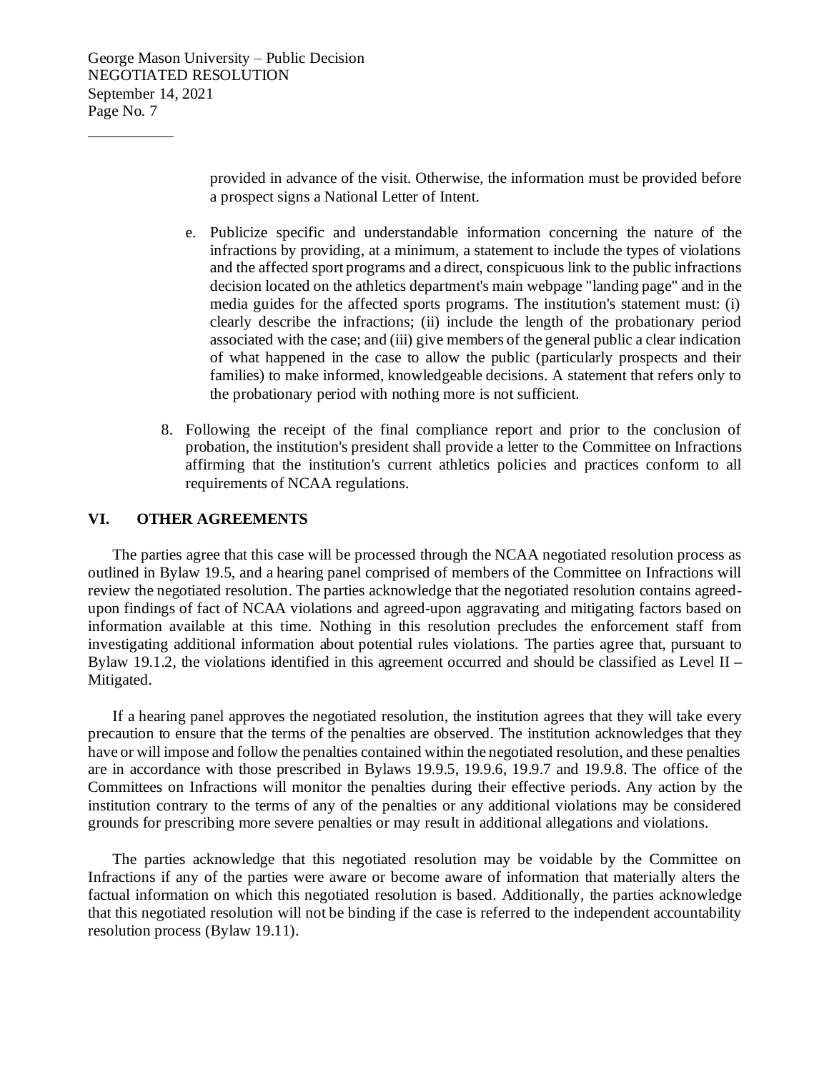provided in advance of the visit. Otherwise, the information must be provided before a prospect signs a National Letter of Intent.

   e. Publicize specific and understandable information concerning the nature of the infractions by providing, at a minimum, a statement to include the types of violations and the affected sport programs and a direct, conspicuous link to the public infractions decision located on the athletics department's main webpage "landing page" and in the media guides for the affected sports programs. The institution's statement must: (i) clearly describe the infractions; (ii) include the length of the probationary period associated with the case; and (iii) give members of the general public a clear indication of what happened in the case to allow the public (particularly prospects and their families) to make informed, knowledgeable decisions. A statement that refers only to the probationary period with nothing more is not sufficient.

8. Following the receipt of the final compliance report and prior to the conclusion of probation, the institution's president shall provide a letter to the Committee on Infractions affirming that the institution's current athletics policies and practices conform to all requirements of NCAA regulations.

## VI. OTHER AGREEMENTS

The parties agree that this case will be processed through the NCAA negotiated resolution process as outlined in Bylaw 19.5, and a hearing panel comprised of members of the Committee on Infractions will review the negotiated resolution. The parties acknowledge that the negotiated resolution contains agreed-upon findings of fact of NCAA violations and agreed-upon aggravating and mitigating factors based on information available at this time. Nothing in this resolution precludes the enforcement staff from investigating additional information about potential rules violations. The parties agree that, pursuant to Bylaw 19.1.2, the violations identified in this agreement occurred and should be classified as Level II – Mitigated.

If a hearing panel approves the negotiated resolution, the institution agrees that they will take every precaution to ensure that the terms of the penalties are observed. The institution acknowledges that they have or will impose and follow the penalties contained within the negotiated resolution, and these penalties are in accordance with those prescribed in Bylaws 19.9.5, 19.9.6, 19.9.7 and 19.9.8. The office of the Committees on Infractions will monitor the penalties during their effective periods. Any action by the institution contrary to the terms of any of the penalties or any additional violations may be considered grounds for prescribing more severe penalties or may result in additional allegations and violations.

The parties acknowledge that this negotiated resolution may be voidable by the Committee on Infractions if any of the parties were aware or become aware of information that materially alters the factual information on which this negotiated resolution is based. Additionally, the parties acknowledge that this negotiated resolution will not be binding if the case is referred to the independent accountability resolution process (Bylaw 19.11).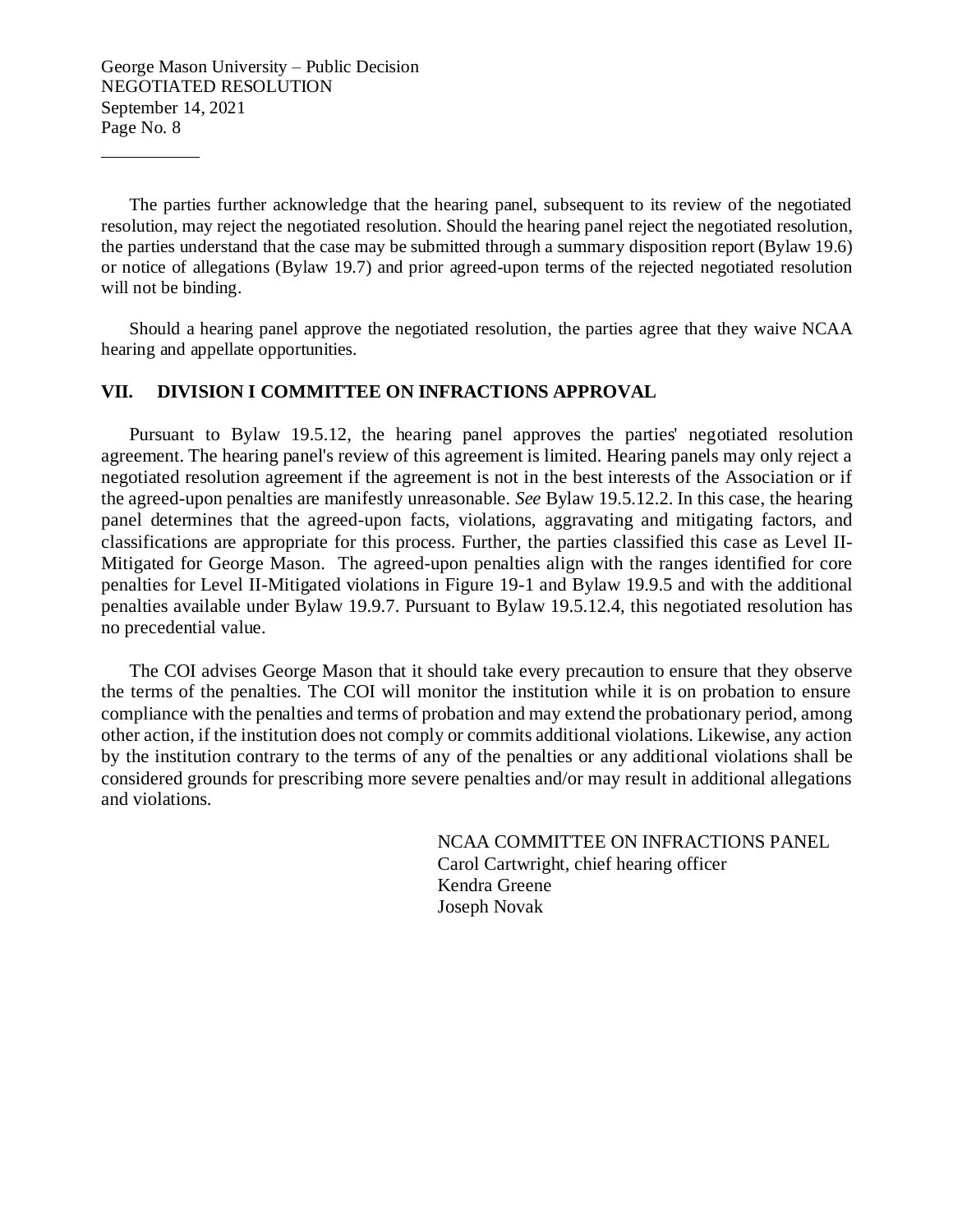The parties further acknowledge that the hearing panel, subsequent to its review of the negotiated resolution, may reject the negotiated resolution. Should the hearing panel reject the negotiated resolution, the parties understand that the case may be submitted through a summary disposition report (Bylaw 19.6) or notice of allegations (Bylaw 19.7) and prior agreed-upon terms of the rejected negotiated resolution will not be binding.

Should a hearing panel approve the negotiated resolution, the parties agree that they waive NCAA hearing and appellate opportunities.

## VII. DIVISION I COMMITTEE ON INFRACTIONS APPROVAL

Pursuant to Bylaw 19.5.12, the hearing panel approves the parties' negotiated resolution agreement. The hearing panel's review of this agreement is limited. Hearing panels may only reject a negotiated resolution agreement if the agreement is not in the best interests of the Association or if the agreed-upon penalties are manifestly unreasonable. *See* Bylaw 19.5.12.2. In this case, the hearing panel determines that the agreed-upon facts, violations, aggravating and mitigating factors, and classifications are appropriate for this process. Further, the parties classified this case as Level II-Mitigated for George Mason. The agreed-upon penalties align with the ranges identified for core penalties for Level II-Mitigated violations in Figure 19-1 and Bylaw 19.9.5 and with the additional penalties available under Bylaw 19.9.7. Pursuant to Bylaw 19.5.12.4, this negotiated resolution has no precedential value.

The COI advises George Mason that it should take every precaution to ensure that they observe the terms of the penalties. The COI will monitor the institution while it is on probation to ensure compliance with the penalties and terms of probation and may extend the probationary period, among other action, if the institution does not comply or commits additional violations. Likewise, any action by the institution contrary to the terms of any of the penalties or any additional violations shall be considered grounds for prescribing more severe penalties and/or may result in additional allegations and violations.

NCAA COMMITTEE ON INFRACTIONS PANEL
Carol Cartwright, chief hearing officer
Kendra Greene
Joseph Novak